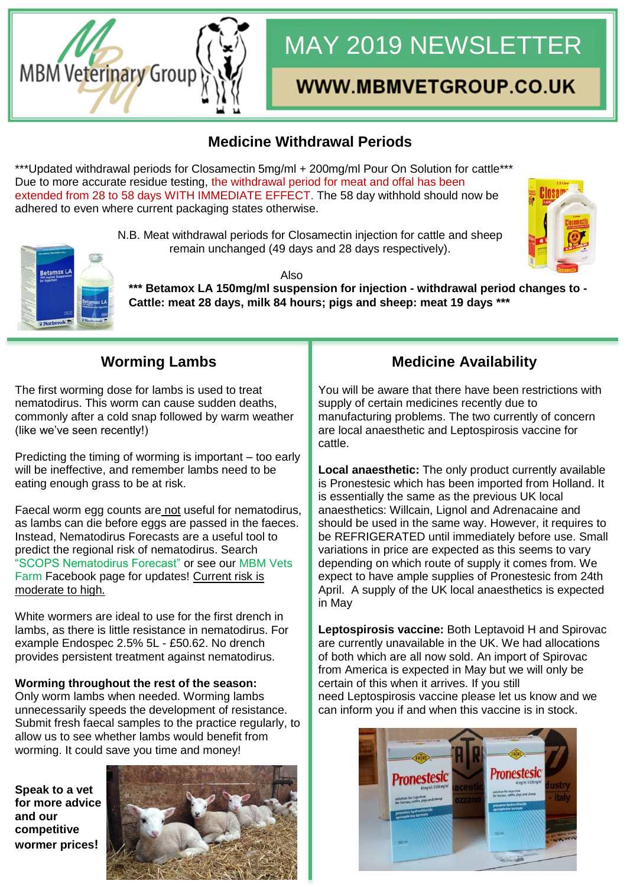MBM Veterinary Group

# MAY 2019 NEWSLETTER

**WWW.MBMVETGROUP.CO.UK**

## Medicine Withdrawal Periods

***Updated withdrawal periods for Closamectin 5mg/ml + 200mg/ml Pour On Solution for cattle***
Due to more accurate residue testing, the withdrawal period for meat and offal has been extended from 28 to 58 days WITH IMMEDIATE EFFECT. The 58 day withhold should now be adhered to even where current packaging states otherwise.

N.B. Meat withdrawal periods for Closamectin injection for cattle and sheep remain unchanged (49 days and 28 days respectively).

Also

**\*\*\* Betamox LA 150mg/ml suspension for injection - withdrawal period changes to - Cattle: meat 28 days, milk 84 hours; pigs and sheep: meat 19 days \*\*\***

## Worming Lambs

The first worming dose for lambs is used to treat nematodirus. This worm can cause sudden deaths, commonly after a cold snap followed by warm weather (like we've seen recently!)

Predicting the timing of worming is important – too early will be ineffective, and remember lambs need to be eating enough grass to be at risk.

Faecal worm egg counts are not useful for nematodirus, as lambs can die before eggs are passed in the faeces. Instead, Nematodirus Forecasts are a useful tool to predict the regional risk of nematodirus. Search "SCOPS Nematodirus Forecast" or see our MBM Vets Farm Facebook page for updates! Current risk is moderate to high.

White wormers are ideal to use for the first drench in lambs, as there is little resistance in nematodirus. For example Endospec 2.5% 5L - £50.62. No drench provides persistent treatment against nematodirus.

**Worming throughout the rest of the season:**
Only worm lambs when needed. Worming lambs unnecessarily speeds the development of resistance. Submit fresh faecal samples to the practice regularly, to allow us to see whether lambs would benefit from worming. It could save you time and money!

**Speak to a vet for more advice and our competitive wormer prices!**

## Medicine Availability

You will be aware that there have been restrictions with supply of certain medicines recently due to manufacturing problems. The two currently of concern are local anaesthetic and Leptospirosis vaccine for cattle.

**Local anaesthetic:** The only product currently available is Pronestesic which has been imported from Holland. It is essentially the same as the previous UK local anaesthetics: Willcain, Lignol and Adrenacaine and should be used in the same way. However, it requires to be REFRIGERATED until immediately before use. Small variations in price are expected as this seems to vary depending on which route of supply it comes from. We expect to have ample supplies of Pronestesic from 24th April. A supply of the UK local anaesthetics is expected in May

**Leptospirosis vaccine:** Both Leptavoid H and Spirovac are currently unavailable in the UK. We had allocations of both which are all now sold. An import of Spirovac from America is expected in May but we will only be certain of this when it arrives. If you still need Leptospirosis vaccine please let us know and we can inform you if and when this vaccine is in stock.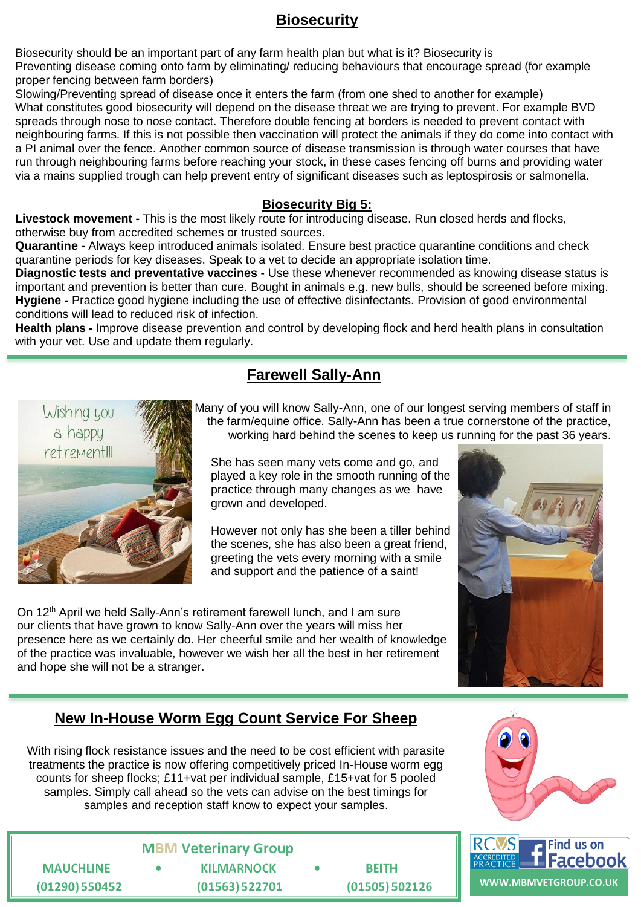## Biosecurity

Biosecurity should be an important part of any farm health plan but what is it? Biosecurity is
Preventing disease coming onto farm by eliminating/ reducing behaviours that encourage spread (for example proper fencing between farm borders)
Slowing/Preventing spread of disease once it enters the farm (from one shed to another for example)
What constitutes good biosecurity will depend on the disease threat we are trying to prevent. For example BVD spreads through nose to nose contact. Therefore double fencing at borders is needed to prevent contact with neighbouring farms. If this is not possible then vaccination will protect the animals if they do come into contact with a PI animal over the fence. Another common source of disease transmission is through water courses that have run through neighbouring farms before reaching your stock, in these cases fencing off burns and providing water via a mains supplied trough can help prevent entry of significant diseases such as leptospirosis or salmonella.

### Biosecurity Big 5:

**Livestock movement -** This is the most likely route for introducing disease. Run closed herds and flocks, otherwise buy from accredited schemes or trusted sources.
**Quarantine -** Always keep introduced animals isolated. Ensure best practice quarantine conditions and check quarantine periods for key diseases. Speak to a vet to decide an appropriate isolation time.
**Diagnostic tests and preventative vaccines** - Use these whenever recommended as knowing disease status is important and prevention is better than cure. Bought in animals e.g. new bulls, should be screened before mixing.
**Hygiene -** Practice good hygiene including the use of effective disinfectants. Provision of good environmental conditions will lead to reduced risk of infection.
**Health plans -** Improve disease prevention and control by developing flock and herd health plans in consultation with your vet. Use and update them regularly.

## Farewell Sally-Ann

Wishing you a happy retirement!!!

Many of you will know Sally-Ann, one of our longest serving members of staff in the farm/equine office. Sally-Ann has been a true cornerstone of the practice, working hard behind the scenes to keep us running for the past 36 years.

She has seen many vets come and go, and played a key role in the smooth running of the practice through many changes as we have grown and developed.

However not only has she been a tiller behind the scenes, she has also been a great friend, greeting the vets every morning with a smile and support and the patience of a saint!

On 12th April we held Sally-Ann's retirement farewell lunch, and I am sure our clients that have grown to know Sally-Ann over the years will miss her presence here as we certainly do. Her cheerful smile and her wealth of knowledge of the practice was invaluable, however we wish her all the best in her retirement and hope she will not be a stranger.

## New In-House Worm Egg Count Service For Sheep

With rising flock resistance issues and the need to be cost efficient with parasite treatments the practice is now offering competitively priced In-House worm egg counts for sheep flocks; £11+vat per individual sample, £15+vat for 5 pooled samples. Simply call ahead so the vets can advise on the best timings for samples and reception staff know to expect your samples.

**MBM Veterinary Group**

MAUCHLINE (01290) 550452 • KILMARNOCK (01563) 522701 • BEITH (01505) 502126

RCVS ACCREDITED PRACTICE

Find us on Facebook

WWW.MBMVETGROUP.CO.UK